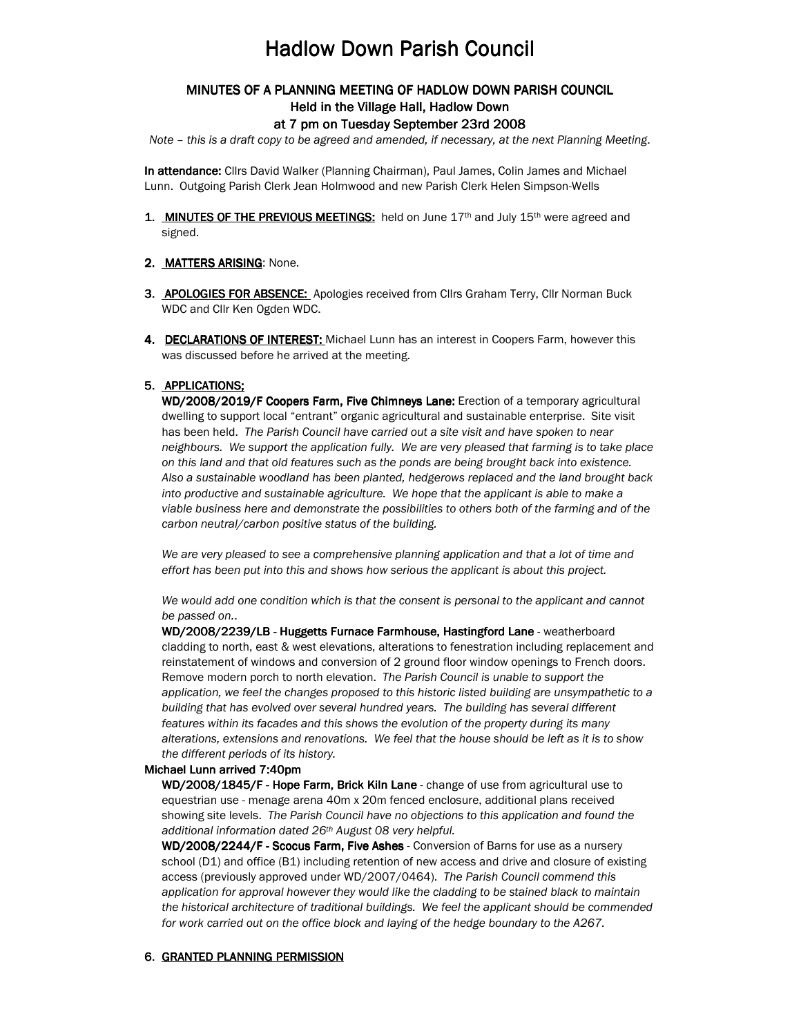# Hadlow Down Parish Council

## MINUTES OF A PLANNING MEETING OF HADLOW DOWN PARISH COUNCIL
## Held in the Village Hall, Hadlow Down
## at 7 pm on Tuesday September 23rd 2008

*Note – this is a draft copy to be agreed and amended, if necessary, at the next Planning Meeting.*

**In attendance:** Cllrs David Walker (Planning Chairman), Paul James, Colin James and Michael Lunn. Outgoing Parish Clerk Jean Holmwood and new Parish Clerk Helen Simpson-Wells

1. **MINUTES OF THE PREVIOUS MEETINGS:** held on June 17th and July 15th were agreed and signed.

2. **MATTERS ARISING**: None.

3. **APOLOGIES FOR ABSENCE:** Apologies received from Cllrs Graham Terry, Cllr Norman Buck WDC and Cllr Ken Ogden WDC.

4. **DECLARATIONS OF INTEREST:** Michael Lunn has an interest in Coopers Farm, however this was discussed before he arrived at the meeting.

5. **APPLICATIONS;**

   **WD/2008/2019/F Coopers Farm, Five Chimneys Lane:** Erection of a temporary agricultural dwelling to support local "entrant" organic agricultural and sustainable enterprise. Site visit has been held. *The Parish Council have carried out a site visit and have spoken to near neighbours. We support the application fully. We are very pleased that farming is to take place on this land and that old features such as the ponds are being brought back into existence. Also a sustainable woodland has been planted, hedgerows replaced and the land brought back into productive and sustainable agriculture. We hope that the applicant is able to make a viable business here and demonstrate the possibilities to others both of the farming and of the carbon neutral/carbon positive status of the building.*

   *We are very pleased to see a comprehensive planning application and that a lot of time and effort has been put into this and shows how serious the applicant is about this project.*

   *We would add one condition which is that the consent is personal to the applicant and cannot be passed on..*

   **WD/2008/2239/LB - Huggetts Furnace Farmhouse, Hastingford Lane** - weatherboard cladding to north, east & west elevations, alterations to fenestration including replacement and reinstatement of windows and conversion of 2 ground floor window openings to French doors. Remove modern porch to north elevation. *The Parish Council is unable to support the application, we feel the changes proposed to this historic listed building are unsympathetic to a building that has evolved over several hundred years. The building has several different features within its facades and this shows the evolution of the property during its many alterations, extensions and renovations. We feel that the house should be left as it is to show the different periods of its history.*

**Michael Lunn arrived 7:40pm**

   **WD/2008/1845/F - Hope Farm, Brick Kiln Lane** - change of use from agricultural use to equestrian use - menage arena 40m x 20m fenced enclosure, additional plans received showing site levels. *The Parish Council have no objections to this application and found the additional information dated 26th August 08 very helpful.*

   **WD/2008/2244/F - Scocus Farm, Five Ashes** - Conversion of Barns for use as a nursery school (D1) and office (B1) including retention of new access and drive and closure of existing access (previously approved under WD/2007/0464). *The Parish Council commend this application for approval however they would like the cladding to be stained black to maintain the historical architecture of traditional buildings. We feel the applicant should be commended for work carried out on the office block and laying of the hedge boundary to the A267.*

6. GRANTED PLANNING PERMISSION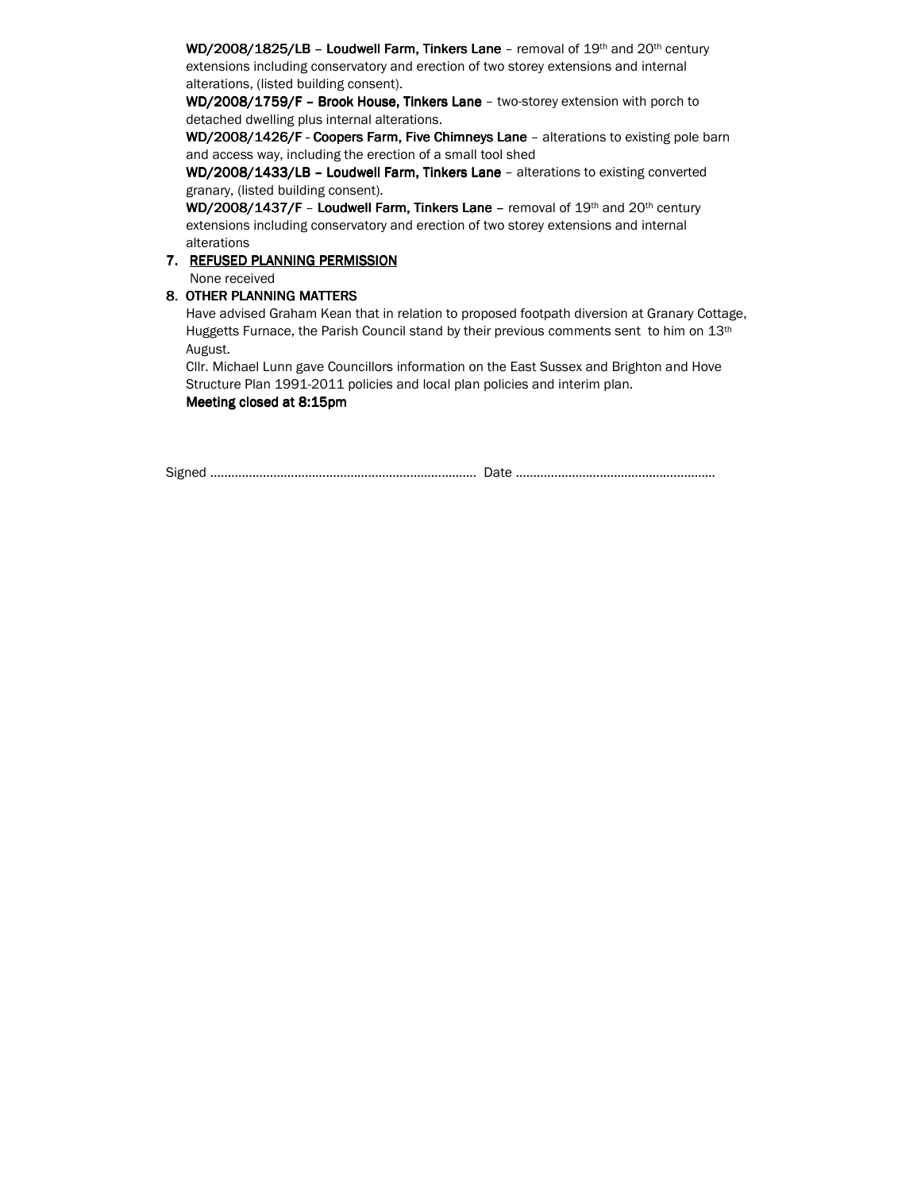**WD/2008/1825/LB** – **Loudwell Farm, Tinkers Lane** – removal of 19th and 20th century extensions including conservatory and erection of two storey extensions and internal alterations, (listed building consent).

**WD/2008/1759/F – Brook House, Tinkers Lane** – two-storey extension with porch to detached dwelling plus internal alterations.

**WD/2008/1426/F** - **Coopers Farm, Five Chimneys Lane** – alterations to existing pole barn and access way, including the erection of a small tool shed

**WD/2008/1433/LB – Loudwell Farm, Tinkers Lane** – alterations to existing converted granary, (listed building consent).

**WD/2008/1437/F** – **Loudwell Farm, Tinkers Lane** – removal of 19th and 20th century extensions including conservatory and erection of two storey extensions and internal alterations

7. **REFUSED PLANNING PERMISSION**

   None received

8. **OTHER PLANNING MATTERS**

   Have advised Graham Kean that in relation to proposed footpath diversion at Granary Cottage, Huggetts Furnace, the Parish Council stand by their previous comments sent to him on 13th August.

   Cllr. Michael Lunn gave Councillors information on the East Sussex and Brighton and Hove Structure Plan 1991-2011 policies and local plan policies and interim plan.

   **Meeting closed at 8:15pm**

Signed …………………………………………………………………… Date …………………………………………………